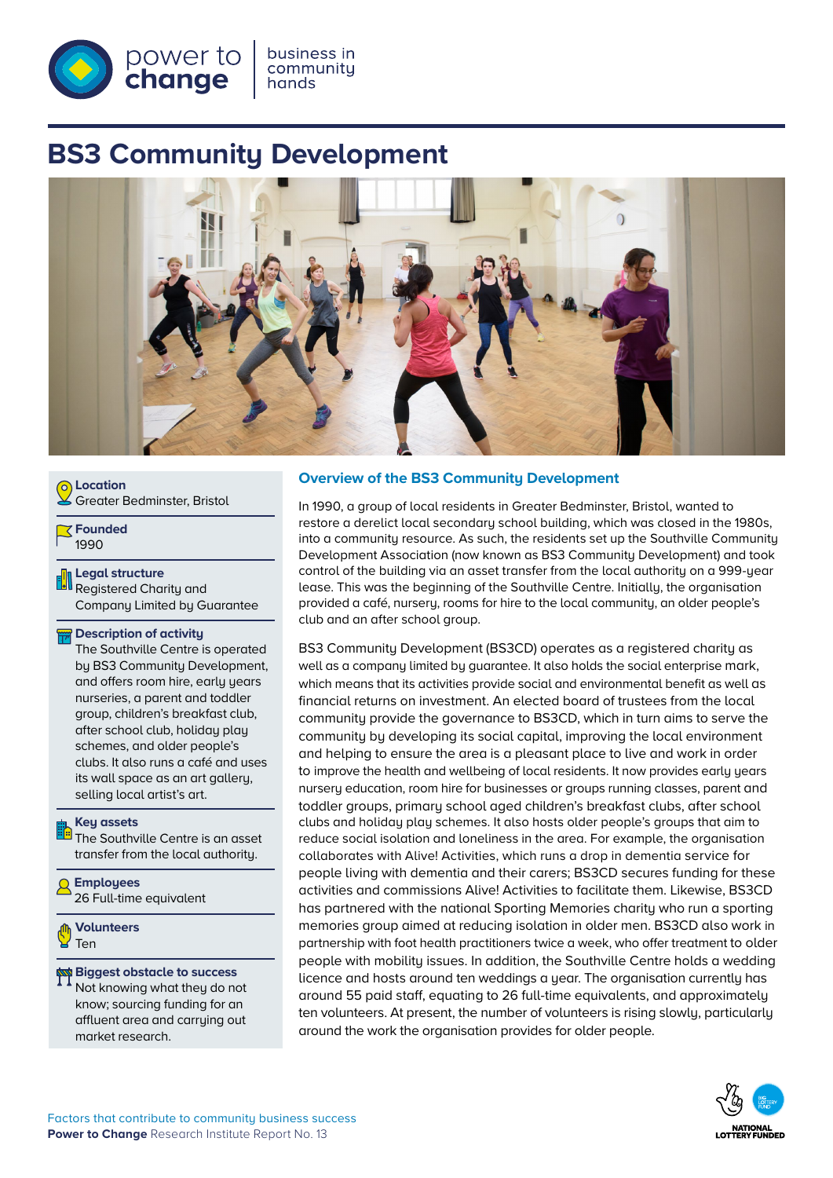power to change | business in community hands

# BS3 Community Development

**Location**
Greater Bedminster, Bristol

**Founded**
1990

**Legal structure**
Registered Charity and Company Limited by Guarantee

**Description of activity**
The Southville Centre is operated by BS3 Community Development, and offers room hire, early years nurseries, a parent and toddler group, children's breakfast club, after school club, holiday play schemes, and older people's clubs. It also runs a café and uses its wall space as an art gallery, selling local artist's art.

**Key assets**
The Southville Centre is an asset transfer from the local authority.

**Employees**
26 Full-time equivalent

**Volunteers**
Ten

**Biggest obstacle to success**
Not knowing what they do not know; sourcing funding for an affluent area and carrying out market research.

## Overview of the BS3 Community Development

In 1990, a group of local residents in Greater Bedminster, Bristol, wanted to restore a derelict local secondary school building, which was closed in the 1980s, into a community resource. As such, the residents set up the Southville Community Development Association (now known as BS3 Community Development) and took control of the building via an asset transfer from the local authority on a 999-year lease. This was the beginning of the Southville Centre. Initially, the organisation provided a café, nursery, rooms for hire to the local community, an older people's club and an after school group.

BS3 Community Development (BS3CD) operates as a registered charity as well as a company limited by guarantee. It also holds the social enterprise mark, which means that its activities provide social and environmental benefit as well as financial returns on investment. An elected board of trustees from the local community provide the governance to BS3CD, which in turn aims to serve the community by developing its social capital, improving the local environment and helping to ensure the area is a pleasant place to live and work in order to improve the health and wellbeing of local residents. It now provides early years nursery education, room hire for businesses or groups running classes, parent and toddler groups, primary school aged children's breakfast clubs, after school clubs and holiday play schemes. It also hosts older people's groups that aim to reduce social isolation and loneliness in the area. For example, the organisation collaborates with Alive! Activities, which runs a drop in dementia service for people living with dementia and their carers; BS3CD secures funding for these activities and commissions Alive! Activities to facilitate them. Likewise, BS3CD has partnered with the national Sporting Memories charity who run a sporting memories group aimed at reducing isolation in older men. BS3CD also work in partnership with foot health practitioners twice a week, who offer treatment to older people with mobility issues. In addition, the Southville Centre holds a wedding licence and hosts around ten weddings a year. The organisation currently has around 55 paid staff, equating to 26 full-time equivalents, and approximately ten volunteers. At present, the number of volunteers is rising slowly, particularly around the work the organisation provides for older people.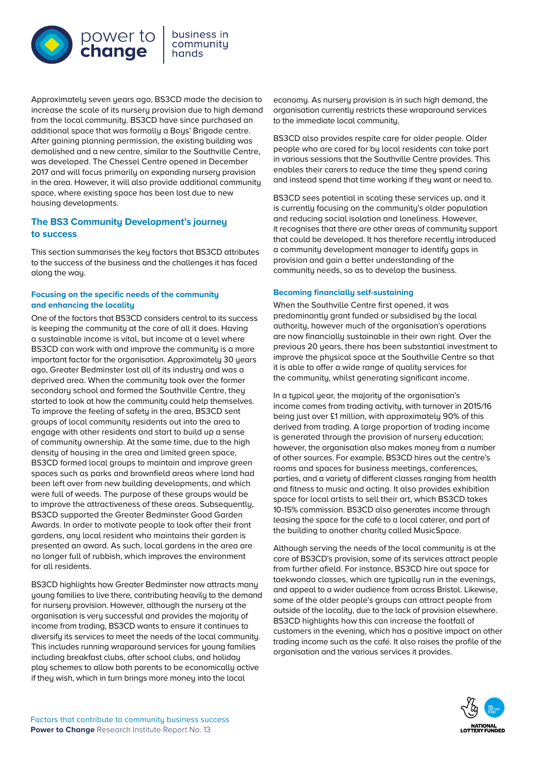Approximately seven years ago, BS3CD made the decision to increase the scale of its nursery provision due to high demand from the local community. BS3CD have since purchased an additional space that was formally a Boys' Brigade centre. After gaining planning permission, the existing building was demolished and a new centre, similar to the Southville Centre, was developed. The Chessel Centre opened in December 2017 and will focus primarily on expanding nursery provision in the area. However, it will also provide additional community space, where existing space has been lost due to new housing developments.

## The BS3 Community Development's journey to success

This section summarises the key factors that BS3CD attributes to the success of the business and the challenges it has faced along the way.

### Focusing on the specific needs of the community and enhancing the locality

One of the factors that BS3CD considers central to its success is keeping the community at the core of all it does. Having a sustainable income is vital, but income at a level where BS3CD can work with and improve the community is a more important factor for the organisation. Approximately 30 years ago, Greater Bedminster lost all of its industry and was a deprived area. When the community took over the former secondary school and formed the Southville Centre, they started to look at how the community could help themselves. To improve the feeling of safety in the area, BS3CD sent groups of local community residents out into the area to engage with other residents and start to build up a sense of community ownership. At the same time, due to the high density of housing in the area and limited green space, BS3CD formed local groups to maintain and improve green spaces such as parks and brownfield areas where land had been left over from new building developments, and which were full of weeds. The purpose of these groups would be to improve the attractiveness of these areas. Subsequently, BS3CD supported the Greater Bedminster Good Garden Awards. In order to motivate people to look after their front gardens, any local resident who maintains their garden is presented an award. As such, local gardens in the area are no longer full of rubbish, which improves the environment for all residents.

BS3CD highlights how Greater Bedminster now attracts many young families to live there, contributing heavily to the demand for nursery provision. However, although the nursery at the organisation is very successful and provides the majority of income from trading, BS3CD wants to ensure it continues to diversify its services to meet the needs of the local community. This includes running wraparound services for young families including breakfast clubs, after school clubs, and holiday play schemes to allow both parents to be economically active if they wish, which in turn brings more money into the local economy. As nursery provision is in such high demand, the organisation currently restricts these wraparound services to the immediate local community.

BS3CD also provides respite care for older people. Older people who are cared for by local residents can take part in various sessions that the Southville Centre provides. This enables their carers to reduce the time they spend caring and instead spend that time working if they want or need to.

BS3CD sees potential in scaling these services up, and it is currently focusing on the community's older population and reducing social isolation and loneliness. However, it recognises that there are other areas of community support that could be developed. It has therefore recently introduced a community development manager to identify gaps in provision and gain a better understanding of the community needs, so as to develop the business.

### Becoming financially self-sustaining

When the Southville Centre first opened, it was predominantly grant funded or subsidised by the local authority, however much of the organisation's operations are now financially sustainable in their own right. Over the previous 20 years, there has been substantial investment to improve the physical space at the Southville Centre so that it is able to offer a wide range of quality services for the community, whilst generating significant income.

In a typical year, the majority of the organisation's income comes from trading activity, with turnover in 2015/16 being just over £1 million, with approximately 90% of this derived from trading. A large proportion of trading income is generated through the provision of nursery education; however, the organisation also makes money from a number of other sources. For example, BS3CD hires out the centre's rooms and spaces for business meetings, conferences, parties, and a variety of different classes ranging from health and fitness to music and acting. It also provides exhibition space for local artists to sell their art, which BS3CD takes 10-15% commission. BS3CD also generates income through leasing the space for the café to a local caterer, and part of the building to another charity called MusicSpace.

Although serving the needs of the local community is at the core of BS3CD's provision, some of its services attract people from further afield. For instance, BS3CD hire out space for taekwondo classes, which are typically run in the evenings, and appeal to a wider audience from across Bristol. Likewise, some of the older people's groups can attract people from outside of the locality, due to the lack of provision elsewhere. BS3CD highlights how this can increase the footfall of customers in the evening, which has a positive impact on other trading income such as the café. It also raises the profile of the organisation and the various services it provides.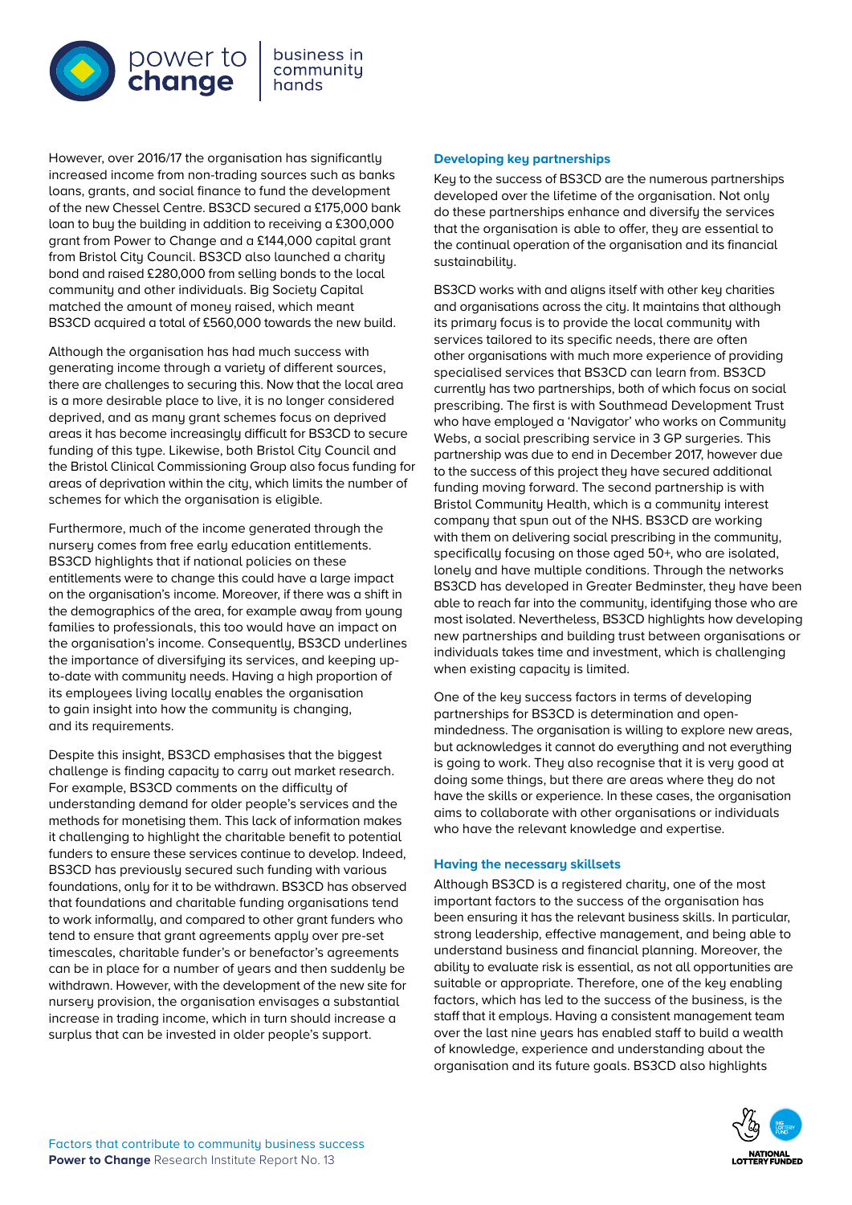However, over 2016/17 the organisation has significantly increased income from non-trading sources such as banks loans, grants, and social finance to fund the development of the new Chessel Centre. BS3CD secured a £175,000 bank loan to buy the building in addition to receiving a £300,000 grant from Power to Change and a £144,000 capital grant from Bristol City Council. BS3CD also launched a charity bond and raised £280,000 from selling bonds to the local community and other individuals. Big Society Capital matched the amount of money raised, which meant BS3CD acquired a total of £560,000 towards the new build.

Although the organisation has had much success with generating income through a variety of different sources, there are challenges to securing this. Now that the local area is a more desirable place to live, it is no longer considered deprived, and as many grant schemes focus on deprived areas it has become increasingly difficult for BS3CD to secure funding of this type. Likewise, both Bristol City Council and the Bristol Clinical Commissioning Group also focus funding for areas of deprivation within the city, which limits the number of schemes for which the organisation is eligible.

Furthermore, much of the income generated through the nursery comes from free early education entitlements. BS3CD highlights that if national policies on these entitlements were to change this could have a large impact on the organisation's income. Moreover, if there was a shift in the demographics of the area, for example away from young families to professionals, this too would have an impact on the organisation's income. Consequently, BS3CD underlines the importance of diversifying its services, and keeping up-to-date with community needs. Having a high proportion of its employees living locally enables the organisation to gain insight into how the community is changing, and its requirements.

Despite this insight, BS3CD emphasises that the biggest challenge is finding capacity to carry out market research. For example, BS3CD comments on the difficulty of understanding demand for older people's services and the methods for monetising them. This lack of information makes it challenging to highlight the charitable benefit to potential funders to ensure these services continue to develop. Indeed, BS3CD has previously secured such funding with various foundations, only for it to be withdrawn. BS3CD has observed that foundations and charitable funding organisations tend to work informally, and compared to other grant funders who tend to ensure that grant agreements apply over pre-set timescales, charitable funder's or benefactor's agreements can be in place for a number of years and then suddenly be withdrawn. However, with the development of the new site for nursery provision, the organisation envisages a substantial increase in trading income, which in turn should increase a surplus that can be invested in older people's support.

### Developing key partnerships

Key to the success of BS3CD are the numerous partnerships developed over the lifetime of the organisation. Not only do these partnerships enhance and diversify the services that the organisation is able to offer, they are essential to the continual operation of the organisation and its financial sustainability.

BS3CD works with and aligns itself with other key charities and organisations across the city. It maintains that although its primary focus is to provide the local community with services tailored to its specific needs, there are often other organisations with much more experience of providing specialised services that BS3CD can learn from. BS3CD currently has two partnerships, both of which focus on social prescribing. The first is with Southmead Development Trust who have employed a 'Navigator' who works on Community Webs, a social prescribing service in 3 GP surgeries. This partnership was due to end in December 2017, however due to the success of this project they have secured additional funding moving forward. The second partnership is with Bristol Community Health, which is a community interest company that spun out of the NHS. BS3CD are working with them on delivering social prescribing in the community, specifically focusing on those aged 50+, who are isolated, lonely and have multiple conditions. Through the networks BS3CD has developed in Greater Bedminster, they have been able to reach far into the community, identifying those who are most isolated. Nevertheless, BS3CD highlights how developing new partnerships and building trust between organisations or individuals takes time and investment, which is challenging when existing capacity is limited.

One of the key success factors in terms of developing partnerships for BS3CD is determination and open-mindedness. The organisation is willing to explore new areas, but acknowledges it cannot do everything and not everything is going to work. They also recognise that it is very good at doing some things, but there are areas where they do not have the skills or experience. In these cases, the organisation aims to collaborate with other organisations or individuals who have the relevant knowledge and expertise.

### Having the necessary skillsets

Although BS3CD is a registered charity, one of the most important factors to the success of the organisation has been ensuring it has the relevant business skills. In particular, strong leadership, effective management, and being able to understand business and financial planning. Moreover, the ability to evaluate risk is essential, as not all opportunities are suitable or appropriate. Therefore, one of the key enabling factors, which has led to the success of the business, is the staff that it employs. Having a consistent management team over the last nine years has enabled staff to build a wealth of knowledge, experience and understanding about the organisation and its future goals. BS3CD also highlights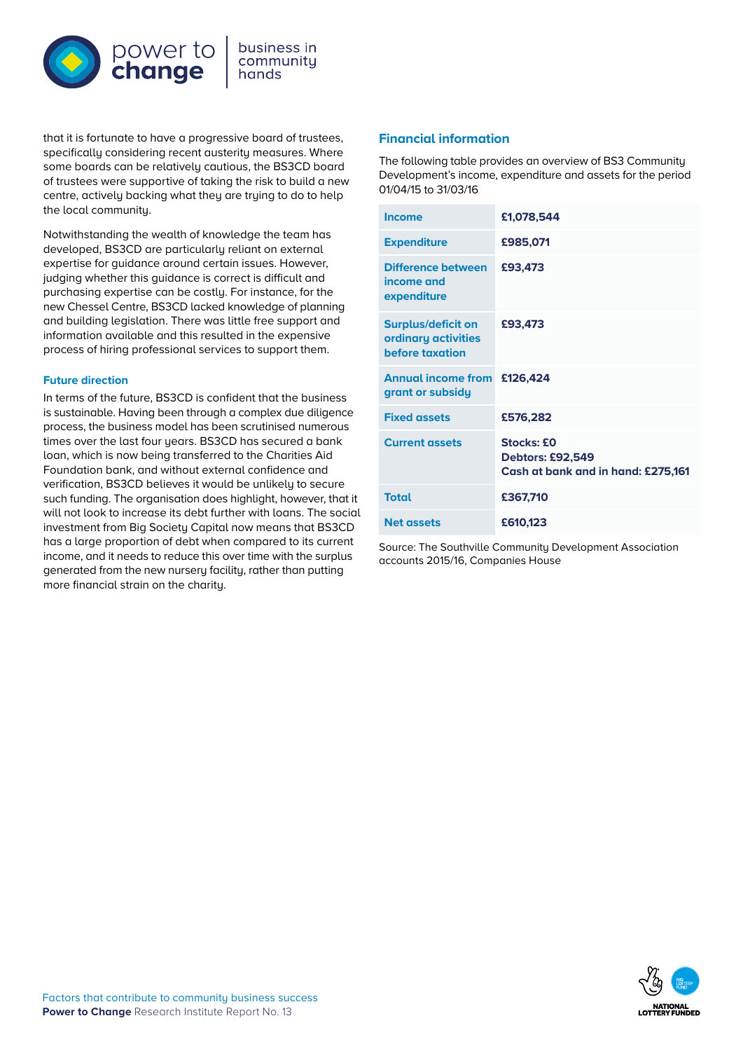that it is fortunate to have a progressive board of trustees, specifically considering recent austerity measures. Where some boards can be relatively cautious, the BS3CD board of trustees were supportive of taking the risk to build a new centre, actively backing what they are trying to do to help the local community.

Notwithstanding the wealth of knowledge the team has developed, BS3CD are particularly reliant on external expertise for guidance around certain issues. However, judging whether this guidance is correct is difficult and purchasing expertise can be costly. For instance, for the new Chessel Centre, BS3CD lacked knowledge of planning and building legislation. There was little free support and information available and this resulted in the expensive process of hiring professional services to support them.

### Future direction

In terms of the future, BS3CD is confident that the business is sustainable. Having been through a complex due diligence process, the business model has been scrutinised numerous times over the last four years. BS3CD has secured a bank loan, which is now being transferred to the Charities Aid Foundation bank, and without external confidence and verification, BS3CD believes it would be unlikely to secure such funding. The organisation does highlight, however, that it will not look to increase its debt further with loans. The social investment from Big Society Capital now means that BS3CD has a large proportion of debt when compared to its current income, and it needs to reduce this over time with the surplus generated from the new nursery facility, rather than putting more financial strain on the charity.

## Financial information

The following table provides an overview of BS3 Community Development's income, expenditure and assets for the period 01/04/15 to 31/03/16

| | |
|---|---|
| **Income** | **£1,078,544** |
| **Expenditure** | **£985,071** |
| **Difference between income and expenditure** | **£93,473** |
| **Surplus/deficit on ordinary activities before taxation** | **£93,473** |
| **Annual income from grant or subsidy** | **£126,424** |
| **Fixed assets** | **£576,282** |
| **Current assets** | **Stocks: £0**<br>**Debtors: £92,549**<br>**Cash at bank and in hand: £275,161** |
| **Total** | **£367,710** |
| **Net assets** | **£610,123** |

Source: The Southville Community Development Association accounts 2015/16, Companies House